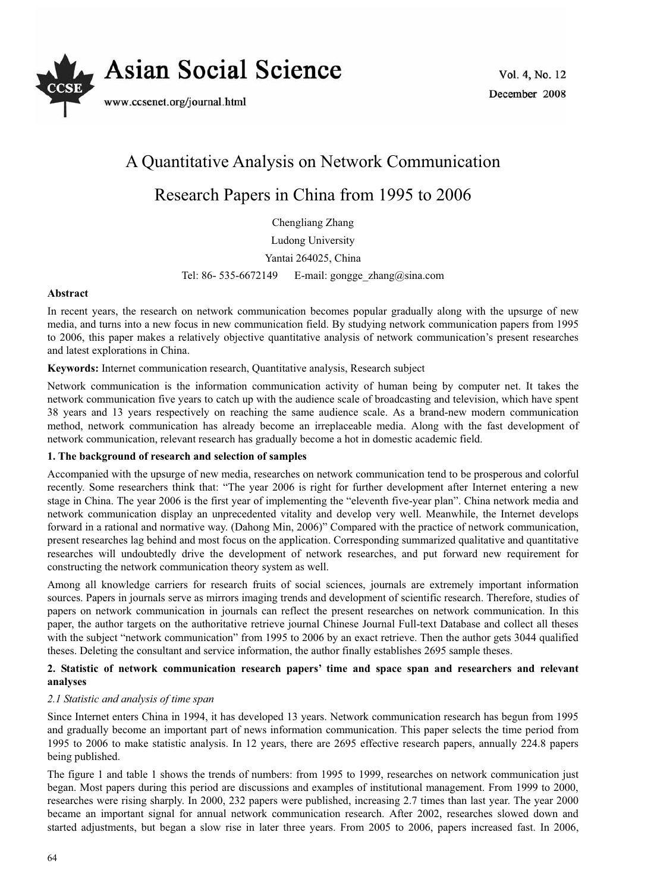# A Quantitative Analysis on Network Communication Research Papers in China from 1995 to 2006

Chengliang Zhang

Ludong University

Yantai 264025, China

Tel: 86- 535-6672149 E-mail: gongge_zhang@sina.com

**Abstract**

In recent years, the research on network communication becomes popular gradually along with the upsurge of new media, and turns into a new focus in new communication field. By studying network communication papers from 1995 to 2006, this paper makes a relatively objective quantitative analysis of network communication's present researches and latest explorations in China.

**Keywords:** Internet communication research, Quantitative analysis, Research subject

Network communication is the information communication activity of human being by computer net. It takes the network communication five years to catch up with the audience scale of broadcasting and television, which have spent 38 years and 13 years respectively on reaching the same audience scale. As a brand-new modern communication method, network communication has already become an irreplaceable media. Along with the fast development of network communication, relevant research has gradually become a hot in domestic academic field.

## 1. The background of research and selection of samples

Accompanied with the upsurge of new media, researches on network communication tend to be prosperous and colorful recently. Some researchers think that: "The year 2006 is right for further development after Internet entering a new stage in China. The year 2006 is the first year of implementing the "eleventh five-year plan". China network media and network communication display an unprecedented vitality and develop very well. Meanwhile, the Internet develops forward in a rational and normative way. (Dahong Min, 2006)" Compared with the practice of network communication, present researches lag behind and most focus on the application. Corresponding summarized qualitative and quantitative researches will undoubtedly drive the development of network researches, and put forward new requirement for constructing the network communication theory system as well.

Among all knowledge carriers for research fruits of social sciences, journals are extremely important information sources. Papers in journals serve as mirrors imaging trends and development of scientific research. Therefore, studies of papers on network communication in journals can reflect the present researches on network communication. In this paper, the author targets on the authoritative retrieve journal Chinese Journal Full-text Database and collect all theses with the subject "network communication" from 1995 to 2006 by an exact retrieve. Then the author gets 3044 qualified theses. Deleting the consultant and service information, the author finally establishes 2695 sample theses.

## 2. Statistic of network communication research papers' time and space span and researchers and relevant analyses

### *2.1 Statistic and analysis of time span*

Since Internet enters China in 1994, it has developed 13 years. Network communication research has begun from 1995 and gradually become an important part of news information communication. This paper selects the time period from 1995 to 2006 to make statistic analysis. In 12 years, there are 2695 effective research papers, annually 224.8 papers being published.

The figure 1 and table 1 shows the trends of numbers: from 1995 to 1999, researches on network communication just began. Most papers during this period are discussions and examples of institutional management. From 1999 to 2000, researches were rising sharply. In 2000, 232 papers were published, increasing 2.7 times than last year. The year 2000 became an important signal for annual network communication research. After 2002, researches slowed down and started adjustments, but began a slow rise in later three years. From 2005 to 2006, papers increased fast. In 2006,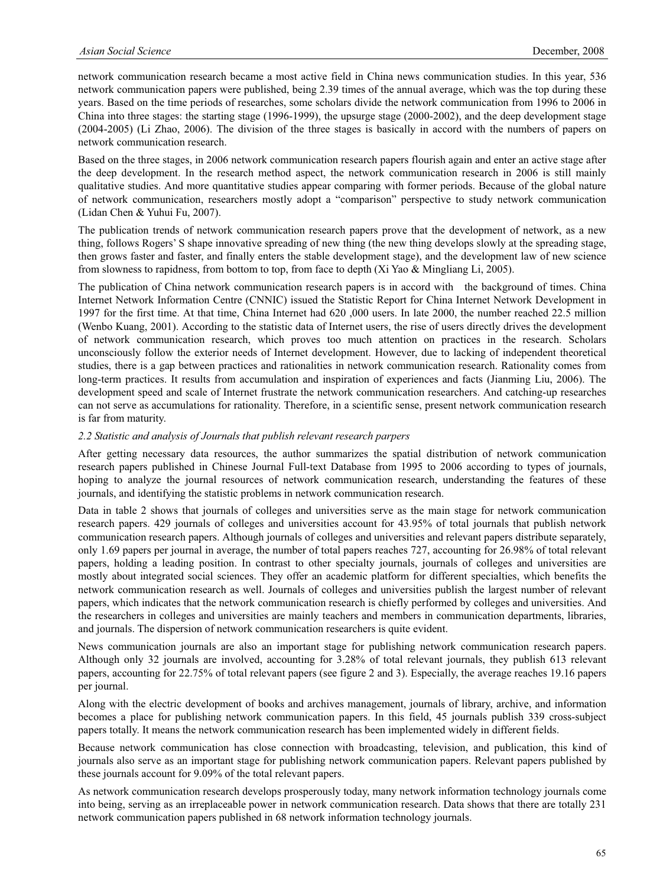network communication research became a most active field in China news communication studies. In this year, 536 network communication papers were published, being 2.39 times of the annual average, which was the top during these years. Based on the time periods of researches, some scholars divide the network communication from 1996 to 2006 in China into three stages: the starting stage (1996-1999), the upsurge stage (2000-2002), and the deep development stage (2004-2005) (Li Zhao, 2006). The division of the three stages is basically in accord with the numbers of papers on network communication research.

Based on the three stages, in 2006 network communication research papers flourish again and enter an active stage after the deep development. In the research method aspect, the network communication research in 2006 is still mainly qualitative studies. And more quantitative studies appear comparing with former periods. Because of the global nature of network communication, researchers mostly adopt a "comparison" perspective to study network communication (Lidan Chen & Yuhui Fu, 2007).

The publication trends of network communication research papers prove that the development of network, as a new thing, follows Rogers' S shape innovative spreading of new thing (the new thing develops slowly at the spreading stage, then grows faster and faster, and finally enters the stable development stage), and the development law of new science from slowness to rapidness, from bottom to top, from face to depth (Xi Yao & Mingliang Li, 2005).

The publication of China network communication research papers is in accord with the background of times. China Internet Network Information Centre (CNNIC) issued the Statistic Report for China Internet Network Development in 1997 for the first time. At that time, China Internet had 620 ,000 users. In late 2000, the number reached 22.5 million (Wenbo Kuang, 2001). According to the statistic data of Internet users, the rise of users directly drives the development of network communication research, which proves too much attention on practices in the research. Scholars unconsciously follow the exterior needs of Internet development. However, due to lacking of independent theoretical studies, there is a gap between practices and rationalities in network communication research. Rationality comes from long-term practices. It results from accumulation and inspiration of experiences and facts (Jianming Liu, 2006). The development speed and scale of Internet frustrate the network communication researchers. And catching-up researches can not serve as accumulations for rationality. Therefore, in a scientific sense, present network communication research is far from maturity.

*2.2 Statistic and analysis of Journals that publish relevant research parpers*

After getting necessary data resources, the author summarizes the spatial distribution of network communication research papers published in Chinese Journal Full-text Database from 1995 to 2006 according to types of journals, hoping to analyze the journal resources of network communication research, understanding the features of these journals, and identifying the statistic problems in network communication research.

Data in table 2 shows that journals of colleges and universities serve as the main stage for network communication research papers. 429 journals of colleges and universities account for 43.95% of total journals that publish network communication research papers. Although journals of colleges and universities and relevant papers distribute separately, only 1.69 papers per journal in average, the number of total papers reaches 727, accounting for 26.98% of total relevant papers, holding a leading position. In contrast to other specialty journals, journals of colleges and universities are mostly about integrated social sciences. They offer an academic platform for different specialties, which benefits the network communication research as well. Journals of colleges and universities publish the largest number of relevant papers, which indicates that the network communication research is chiefly performed by colleges and universities. And the researchers in colleges and universities are mainly teachers and members in communication departments, libraries, and journals. The dispersion of network communication researchers is quite evident.

News communication journals are also an important stage for publishing network communication research papers. Although only 32 journals are involved, accounting for 3.28% of total relevant journals, they publish 613 relevant papers, accounting for 22.75% of total relevant papers (see figure 2 and 3). Especially, the average reaches 19.16 papers per journal.

Along with the electric development of books and archives management, journals of library, archive, and information becomes a place for publishing network communication papers. In this field, 45 journals publish 339 cross-subject papers totally. It means the network communication research has been implemented widely in different fields.

Because network communication has close connection with broadcasting, television, and publication, this kind of journals also serve as an important stage for publishing network communication papers. Relevant papers published by these journals account for 9.09% of the total relevant papers.

As network communication research develops prosperously today, many network information technology journals come into being, serving as an irreplaceable power in network communication research. Data shows that there are totally 231 network communication papers published in 68 network information technology journals.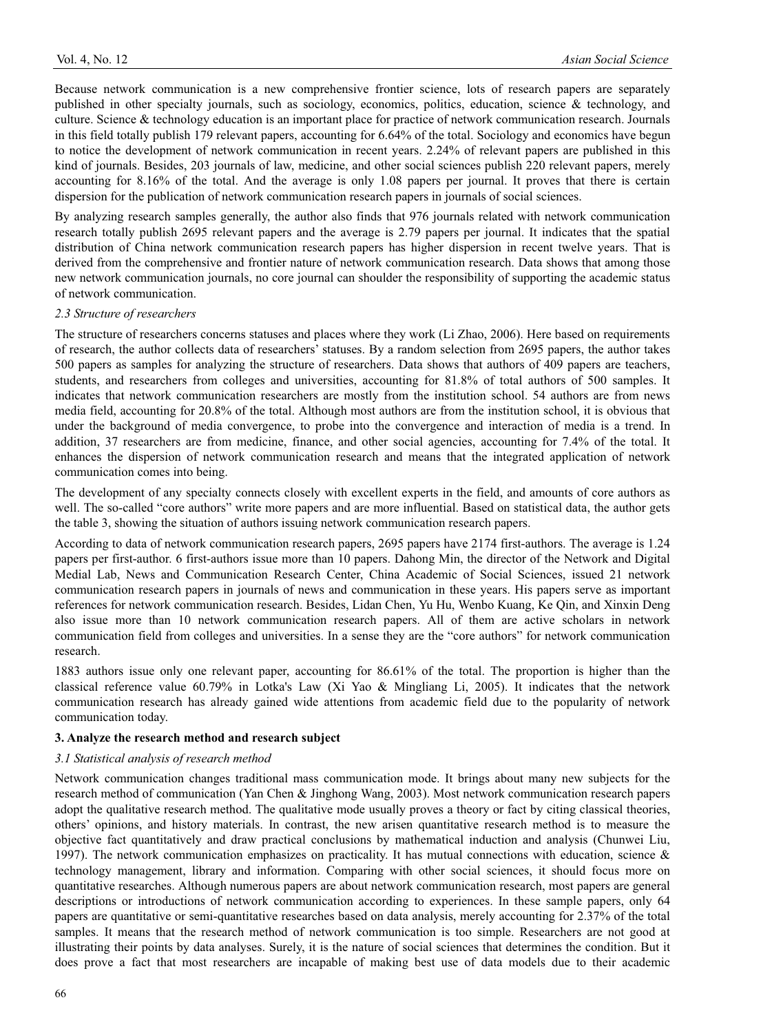Because network communication is a new comprehensive frontier science, lots of research papers are separately published in other specialty journals, such as sociology, economics, politics, education, science & technology, and culture. Science & technology education is an important place for practice of network communication research. Journals in this field totally publish 179 relevant papers, accounting for 6.64% of the total. Sociology and economics have begun to notice the development of network communication in recent years. 2.24% of relevant papers are published in this kind of journals. Besides, 203 journals of law, medicine, and other social sciences publish 220 relevant papers, merely accounting for 8.16% of the total. And the average is only 1.08 papers per journal. It proves that there is certain dispersion for the publication of network communication research papers in journals of social sciences.

By analyzing research samples generally, the author also finds that 976 journals related with network communication research totally publish 2695 relevant papers and the average is 2.79 papers per journal. It indicates that the spatial distribution of China network communication research papers has higher dispersion in recent twelve years. That is derived from the comprehensive and frontier nature of network communication research. Data shows that among those new network communication journals, no core journal can shoulder the responsibility of supporting the academic status of network communication.

### *2.3 Structure of researchers*

The structure of researchers concerns statuses and places where they work (Li Zhao, 2006). Here based on requirements of research, the author collects data of researchers' statuses. By a random selection from 2695 papers, the author takes 500 papers as samples for analyzing the structure of researchers. Data shows that authors of 409 papers are teachers, students, and researchers from colleges and universities, accounting for 81.8% of total authors of 500 samples. It indicates that network communication researchers are mostly from the institution school. 54 authors are from news media field, accounting for 20.8% of the total. Although most authors are from the institution school, it is obvious that under the background of media convergence, to probe into the convergence and interaction of media is a trend. In addition, 37 researchers are from medicine, finance, and other social agencies, accounting for 7.4% of the total. It enhances the dispersion of network communication research and means that the integrated application of network communication comes into being.

The development of any specialty connects closely with excellent experts in the field, and amounts of core authors as well. The so-called "core authors" write more papers and are more influential. Based on statistical data, the author gets the table 3, showing the situation of authors issuing network communication research papers.

According to data of network communication research papers, 2695 papers have 2174 first-authors. The average is 1.24 papers per first-author. 6 first-authors issue more than 10 papers. Dahong Min, the director of the Network and Digital Medial Lab, News and Communication Research Center, China Academic of Social Sciences, issued 21 network communication research papers in journals of news and communication in these years. His papers serve as important references for network communication research. Besides, Lidan Chen, Yu Hu, Wenbo Kuang, Ke Qin, and Xinxin Deng also issue more than 10 network communication research papers. All of them are active scholars in network communication field from colleges and universities. In a sense they are the "core authors" for network communication research.

1883 authors issue only one relevant paper, accounting for 86.61% of the total. The proportion is higher than the classical reference value 60.79% in Lotka's Law (Xi Yao & Mingliang Li, 2005). It indicates that the network communication research has already gained wide attentions from academic field due to the popularity of network communication today.

## **3. Analyze the research method and research subject**

### *3.1 Statistical analysis of research method*

Network communication changes traditional mass communication mode. It brings about many new subjects for the research method of communication (Yan Chen & Jinghong Wang, 2003). Most network communication research papers adopt the qualitative research method. The qualitative mode usually proves a theory or fact by citing classical theories, others' opinions, and history materials. In contrast, the new arisen quantitative research method is to measure the objective fact quantitatively and draw practical conclusions by mathematical induction and analysis (Chunwei Liu, 1997). The network communication emphasizes on practicality. It has mutual connections with education, science & technology management, library and information. Comparing with other social sciences, it should focus more on quantitative researches. Although numerous papers are about network communication research, most papers are general descriptions or introductions of network communication according to experiences. In these sample papers, only 64 papers are quantitative or semi-quantitative researches based on data analysis, merely accounting for 2.37% of the total samples. It means that the research method of network communication is too simple. Researchers are not good at illustrating their points by data analyses. Surely, it is the nature of social sciences that determines the condition. But it does prove a fact that most researchers are incapable of making best use of data models due to their academic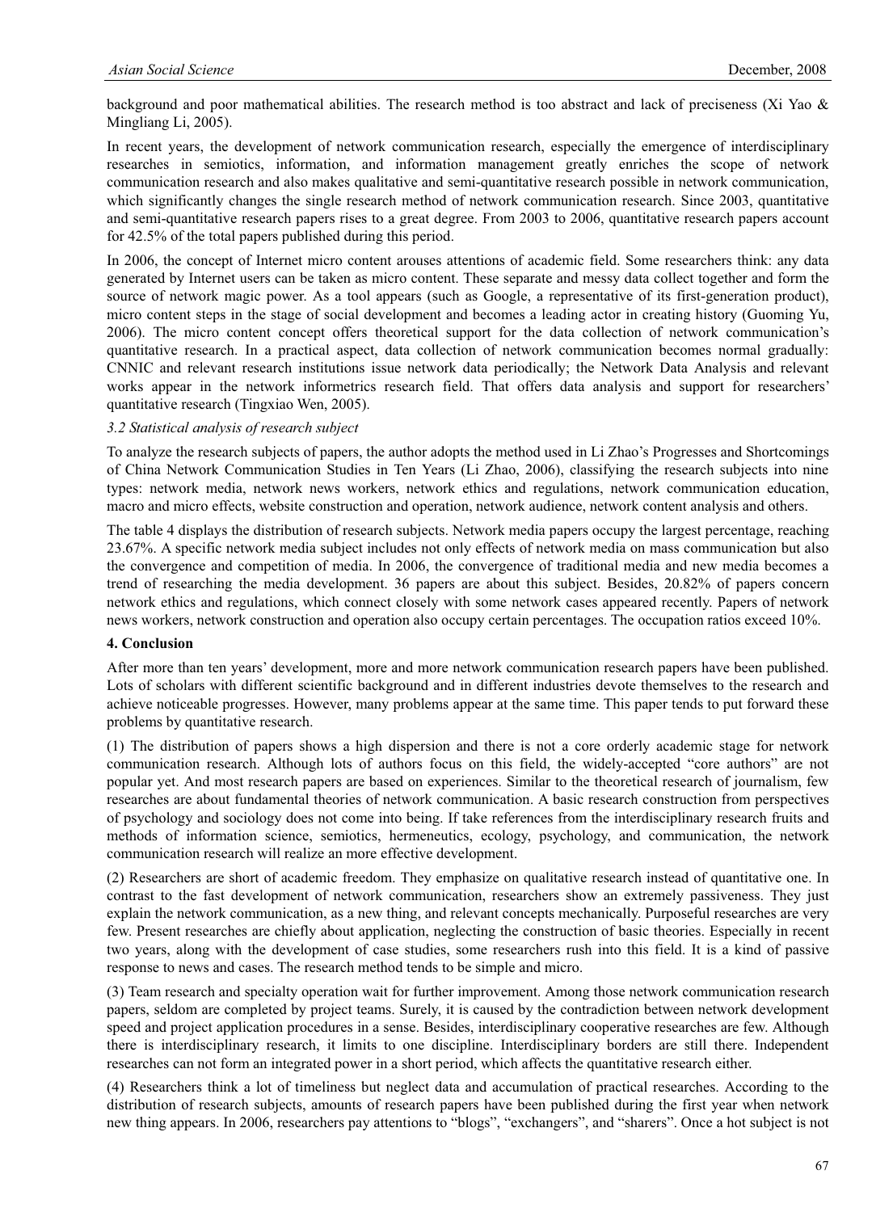background and poor mathematical abilities. The research method is too abstract and lack of preciseness (Xi Yao & Mingliang Li, 2005).

In recent years, the development of network communication research, especially the emergence of interdisciplinary researches in semiotics, information, and information management greatly enriches the scope of network communication research and also makes qualitative and semi-quantitative research possible in network communication, which significantly changes the single research method of network communication research. Since 2003, quantitative and semi-quantitative research papers rises to a great degree. From 2003 to 2006, quantitative research papers account for 42.5% of the total papers published during this period.

In 2006, the concept of Internet micro content arouses attentions of academic field. Some researchers think: any data generated by Internet users can be taken as micro content. These separate and messy data collect together and form the source of network magic power. As a tool appears (such as Google, a representative of its first-generation product), micro content steps in the stage of social development and becomes a leading actor in creating history (Guoming Yu, 2006). The micro content concept offers theoretical support for the data collection of network communication's quantitative research. In a practical aspect, data collection of network communication becomes normal gradually: CNNIC and relevant research institutions issue network data periodically; the Network Data Analysis and relevant works appear in the network informetrics research field. That offers data analysis and support for researchers' quantitative research (Tingxiao Wen, 2005).

### *3.2 Statistical analysis of research subject*

To analyze the research subjects of papers, the author adopts the method used in Li Zhao's Progresses and Shortcomings of China Network Communication Studies in Ten Years (Li Zhao, 2006), classifying the research subjects into nine types: network media, network news workers, network ethics and regulations, network communication education, macro and micro effects, website construction and operation, network audience, network content analysis and others.

The table 4 displays the distribution of research subjects. Network media papers occupy the largest percentage, reaching 23.67%. A specific network media subject includes not only effects of network media on mass communication but also the convergence and competition of media. In 2006, the convergence of traditional media and new media becomes a trend of researching the media development. 36 papers are about this subject. Besides, 20.82% of papers concern network ethics and regulations, which connect closely with some network cases appeared recently. Papers of network news workers, network construction and operation also occupy certain percentages. The occupation ratios exceed 10%.

## 4. Conclusion

After more than ten years' development, more and more network communication research papers have been published. Lots of scholars with different scientific background and in different industries devote themselves to the research and achieve noticeable progresses. However, many problems appear at the same time. This paper tends to put forward these problems by quantitative research.

(1) The distribution of papers shows a high dispersion and there is not a core orderly academic stage for network communication research. Although lots of authors focus on this field, the widely-accepted "core authors" are not popular yet. And most research papers are based on experiences. Similar to the theoretical research of journalism, few researches are about fundamental theories of network communication. A basic research construction from perspectives of psychology and sociology does not come into being. If take references from the interdisciplinary research fruits and methods of information science, semiotics, hermeneutics, ecology, psychology, and communication, the network communication research will realize an more effective development.

(2) Researchers are short of academic freedom. They emphasize on qualitative research instead of quantitative one. In contrast to the fast development of network communication, researchers show an extremely passiveness. They just explain the network communication, as a new thing, and relevant concepts mechanically. Purposeful researches are very few. Present researches are chiefly about application, neglecting the construction of basic theories. Especially in recent two years, along with the development of case studies, some researchers rush into this field. It is a kind of passive response to news and cases. The research method tends to be simple and micro.

(3) Team research and specialty operation wait for further improvement. Among those network communication research papers, seldom are completed by project teams. Surely, it is caused by the contradiction between network development speed and project application procedures in a sense. Besides, interdisciplinary cooperative researches are few. Although there is interdisciplinary research, it limits to one discipline. Interdisciplinary borders are still there. Independent researches can not form an integrated power in a short period, which affects the quantitative research either.

(4) Researchers think a lot of timeliness but neglect data and accumulation of practical researches. According to the distribution of research subjects, amounts of research papers have been published during the first year when network new thing appears. In 2006, researchers pay attentions to "blogs", "exchangers", and "sharers". Once a hot subject is not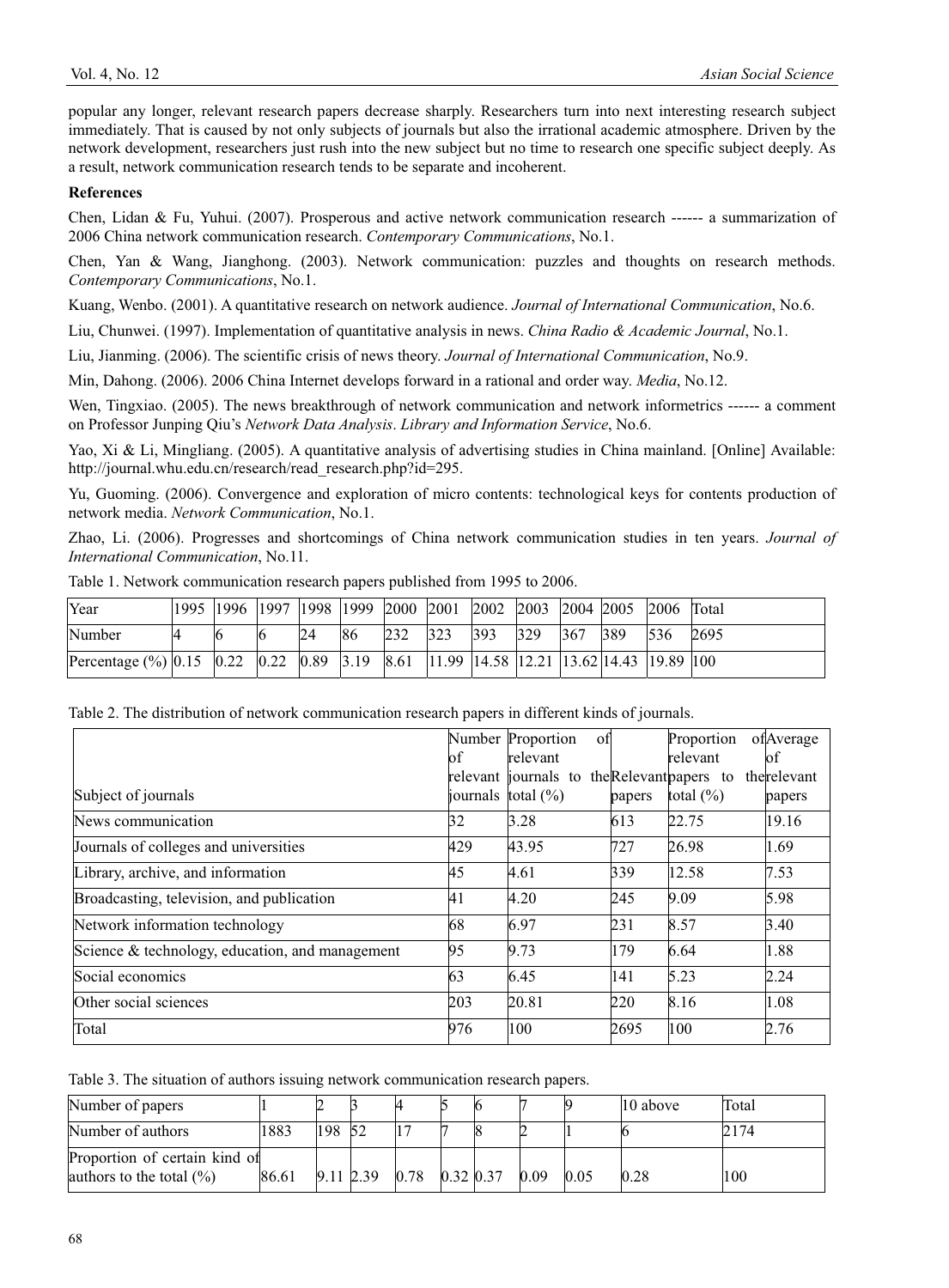popular any longer, relevant research papers decrease sharply. Researchers turn into next interesting research subject immediately. That is caused by not only subjects of journals but also the irrational academic atmosphere. Driven by the network development, researchers just rush into the new subject but no time to research one specific subject deeply. As a result, network communication research tends to be separate and incoherent.

## References

Chen, Lidan & Fu, Yuhui. (2007). Prosperous and active network communication research ------ a summarization of 2006 China network communication research. *Contemporary Communications*, No.1.

Chen, Yan & Wang, Jianghong. (2003). Network communication: puzzles and thoughts on research methods. *Contemporary Communications*, No.1.

Kuang, Wenbo. (2001). A quantitative research on network audience. *Journal of International Communication*, No.6.

Liu, Chunwei. (1997). Implementation of quantitative analysis in news. *China Radio & Academic Journal*, No.1.

Liu, Jianming. (2006). The scientific crisis of news theory. *Journal of International Communication*, No.9.

Min, Dahong. (2006). 2006 China Internet develops forward in a rational and order way. *Media*, No.12.

Wen, Tingxiao. (2005). The news breakthrough of network communication and network informetrics ------ a comment on Professor Junping Qiu's *Network Data Analysis*. *Library and Information Service*, No.6.

Yao, Xi & Li, Mingliang. (2005). A quantitative analysis of advertising studies in China mainland. [Online] Available: http://journal.whu.edu.cn/research/read_research.php?id=295.

Yu, Guoming. (2006). Convergence and exploration of micro contents: technological keys for contents production of network media. *Network Communication*, No.1.

Zhao, Li. (2006). Progresses and shortcomings of China network communication studies in ten years. *Journal of International Communication*, No.11.

Table 1. Network communication research papers published from 1995 to 2006.

| Year | 1995 | 1996 | 1997 | 1998 | 1999 | 2000 | 2001 | 2002 | 2003 | 2004 | 2005 | 2006 | Total |
|---|---|---|---|---|---|---|---|---|---|---|---|---|---|
| Number | 4 | 6 | 6 | 24 | 86 | 232 | 323 | 393 | 329 | 367 | 389 | 536 | 2695 |
| Percentage (%) | 0.15 | 0.22 | 0.22 | 0.89 | 3.19 | 8.61 | 11.99 | 14.58 | 12.21 | 13.62 | 14.43 | 19.89 | 100 |

Table 2. The distribution of network communication research papers in different kinds of journals.

| Subject of journals | Number of relevant journals | Proportion of relevant journals to the total (%) | Relevant papers | Proportion of relevant papers to the total (%) | Average of relevant papers |
|---|---|---|---|---|---|
| News communication | 32 | 3.28 | 613 | 22.75 | 19.16 |
| Journals of colleges and universities | 429 | 43.95 | 727 | 26.98 | 1.69 |
| Library, archive, and information | 45 | 4.61 | 339 | 12.58 | 7.53 |
| Broadcasting, television, and publication | 41 | 4.20 | 245 | 9.09 | 5.98 |
| Network information technology | 68 | 6.97 | 231 | 8.57 | 3.40 |
| Science & technology, education, and management | 95 | 9.73 | 179 | 6.64 | 1.88 |
| Social economics | 63 | 6.45 | 141 | 5.23 | 2.24 |
| Other social sciences | 203 | 20.81 | 220 | 8.16 | 1.08 |
| Total | 976 | 100 | 2695 | 100 | 2.76 |

Table 3. The situation of authors issuing network communication research papers.

| Number of papers | 1 | 2 | 3 | 4 | 5 | 6 | 7 | 9 | 10 above | Total |
|---|---|---|---|---|---|---|---|---|---|---|
| Number of authors | 1883 | 198 | 52 | 17 | 7 | 8 | 2 | 1 | 6 | 2174 |
| Proportion of certain kind of authors to the total (%) | 86.61 | 9.11 | 2.39 | 0.78 | 0.32 | 0.37 | 0.09 | 0.05 | 0.28 | 100 |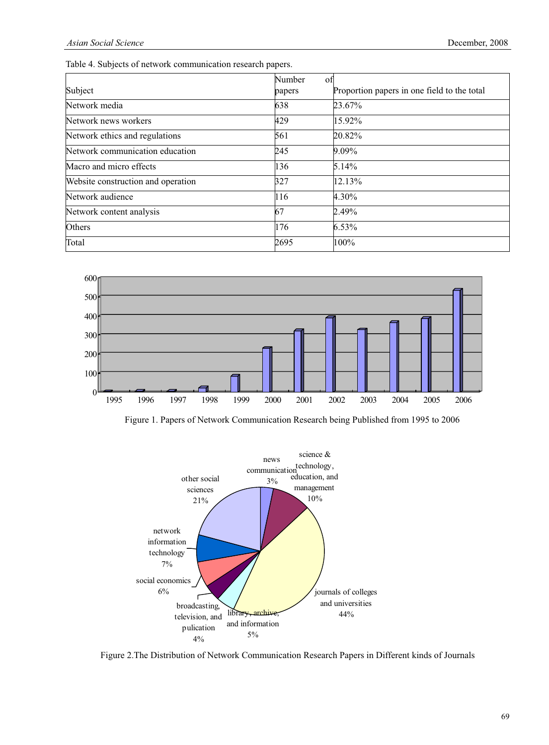Table 4. Subjects of network communication research papers.

| Subject | Number of papers | Proportion papers in one field to the total |
|---|---|---|
| Network media | 638 | 23.67% |
| Network news workers | 429 | 15.92% |
| Network ethics and regulations | 561 | 20.82% |
| Network communication education | 245 | 9.09% |
| Macro and micro effects | 136 | 5.14% |
| Website construction and operation | 327 | 12.13% |
| Network audience | 116 | 4.30% |
| Network content analysis | 67 | 2.49% |
| Others | 176 | 6.53% |
| Total | 2695 | 100% |

Figure 1. Papers of Network Communication Research being Published from 1995 to 2006

Figure 2.The Distribution of Network Communication Research Papers in Different kinds of Journals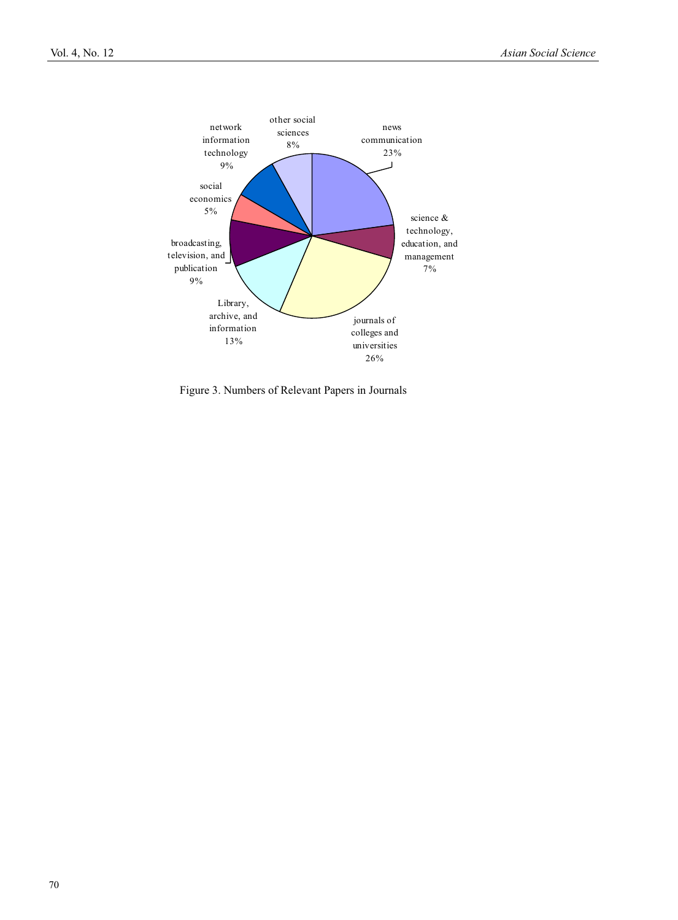other social sciences 8%

network information technology 9%

news communication 23%

social economics 5%

science & technology, education, and management 7%

broadcasting, television, and publication 9%

Library, archive, and information 13%

journals of colleges and universities 26%

Figure 3. Numbers of Relevant Papers in Journals